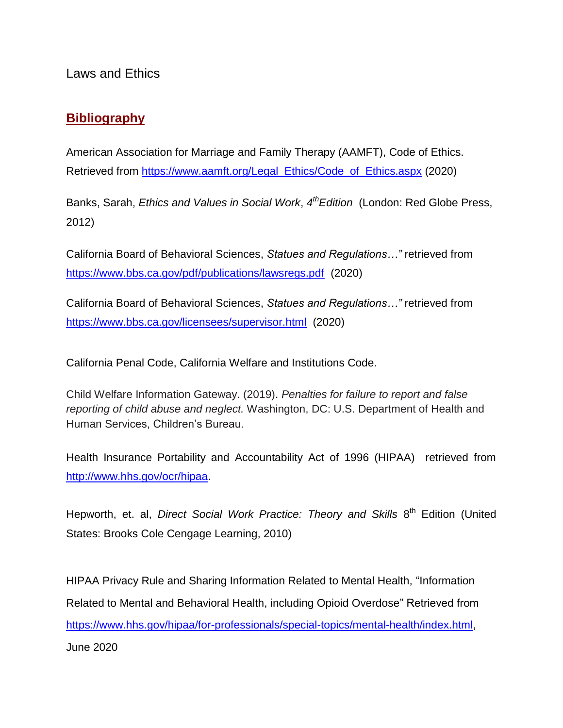Laws and Ethics

## **Bibliography**

American Association for Marriage and Family Therapy (AAMFT), Code of Ethics. Retrieved from https://www.aamft.org/Legal_Ethics/Code_of_Ethics.aspx (2020)

Banks, Sarah, *Ethics and Values in Social Work*, *4th Edition* (London: Red Globe Press, 2012)

California Board of Behavioral Sciences, *Statues and Regulations…"* retrieved from https://www.bbs.ca.gov/pdf/publications/lawsregs.pdf (2020)

California Board of Behavioral Sciences, *Statues and Regulations…"* retrieved from https://www.bbs.ca.gov/licensees/supervisor.html (2020)

California Penal Code, California Welfare and Institutions Code.

Child Welfare Information Gateway. (2019). *Penalties for failure to report and false reporting of child abuse and neglect.* Washington, DC: U.S. Department of Health and Human Services, Children's Bureau.

Health Insurance Portability and Accountability Act of 1996 (HIPAA) retrieved from http://www.hhs.gov/ocr/hipaa.

Hepworth, et. al, *Direct Social Work Practice: Theory and Skills* 8th Edition (United States: Brooks Cole Cengage Learning, 2010)

HIPAA Privacy Rule and Sharing Information Related to Mental Health, "Information Related to Mental and Behavioral Health, including Opioid Overdose" Retrieved from https://www.hhs.gov/hipaa/for-professionals/special-topics/mental-health/index.html, June 2020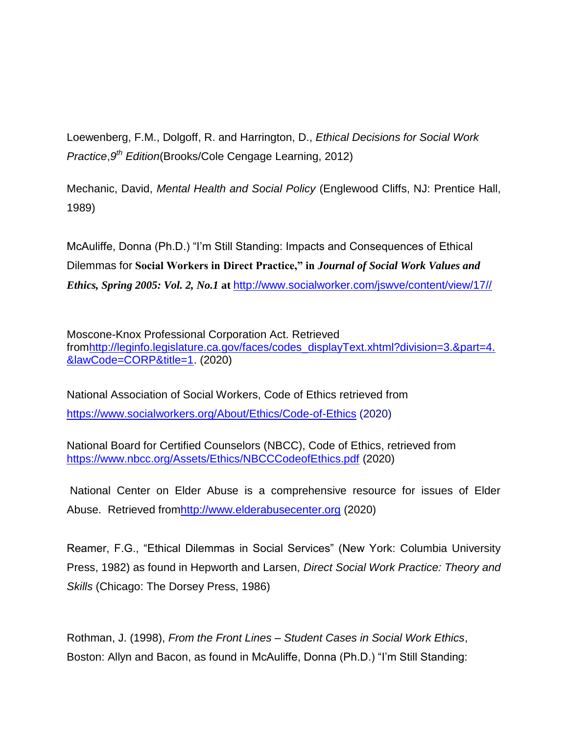Loewenberg, F.M., Dolgoff, R. and Harrington, D., *Ethical Decisions for Social Work Practice*,*9th Edition*(Brooks/Cole Cengage Learning, 2012)

Mechanic, David, *Mental Health and Social Policy* (Englewood Cliffs, NJ: Prentice Hall, 1989)

McAuliffe, Donna (Ph.D.) "I'm Still Standing: Impacts and Consequences of Ethical Dilemmas for **Social Workers in Direct Practice," in** ***Journal of Social Work Values and Ethics, Spring 2005: Vol. 2, No.1*** **at** http://www.socialworker.com/jswve/content/view/17//

Moscone-Knox Professional Corporation Act. Retrieved fromhttp://leginfo.legislature.ca.gov/faces/codes_displayText.xhtml?division=3.&part=4.&lawCode=CORP&title=1. (2020)

National Association of Social Workers, Code of Ethics retrieved from https://www.socialworkers.org/About/Ethics/Code-of-Ethics (2020)

National Board for Certified Counselors (NBCC), Code of Ethics, retrieved from https://www.nbcc.org/Assets/Ethics/NBCCCodeofEthics.pdf (2020)

National Center on Elder Abuse is a comprehensive resource for issues of Elder Abuse. Retrieved fromhttp://www.elderabusecenter.org (2020)

Reamer, F.G., "Ethical Dilemmas in Social Services" (New York: Columbia University Press, 1982) as found in Hepworth and Larsen, *Direct Social Work Practice: Theory and Skills* (Chicago: The Dorsey Press, 1986)

Rothman, J. (1998), *From the Front Lines – Student Cases in Social Work Ethics*, Boston: Allyn and Bacon, as found in McAuliffe, Donna (Ph.D.) "I'm Still Standing: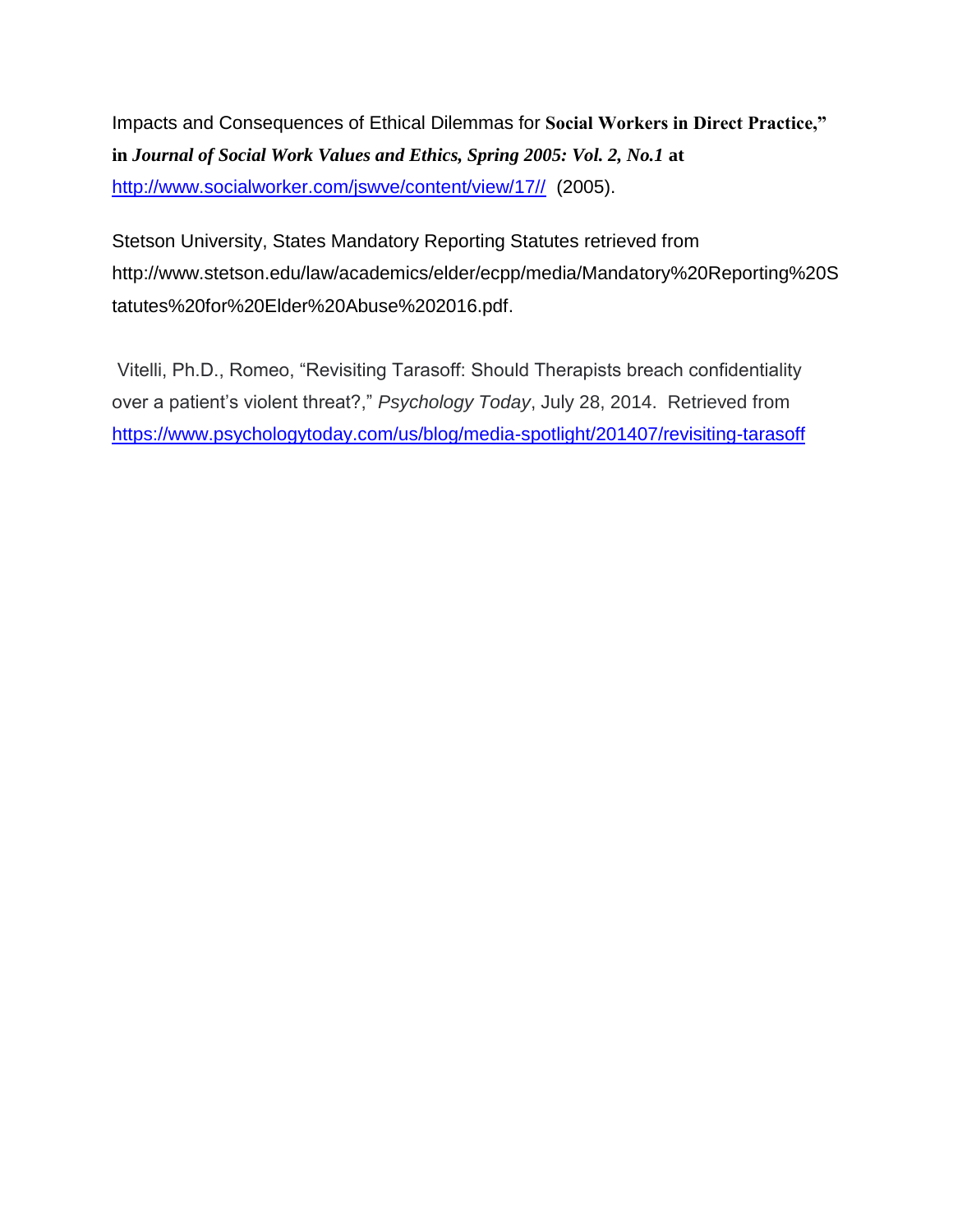Impacts and Consequences of Ethical Dilemmas for **Social Workers in Direct Practice," in *Journal of Social Work Values and Ethics, Spring 2005: Vol. 2, No.1* at** http://www.socialworker.com/jswve/content/view/17// (2005).

Stetson University, States Mandatory Reporting Statutes retrieved from http://www.stetson.edu/law/academics/elder/ecpp/media/Mandatory%20Reporting%20Statutes%20for%20Elder%20Abuse%202016.pdf.

Vitelli, Ph.D., Romeo, "Revisiting Tarasoff: Should Therapists breach confidentiality over a patient's violent threat?," *Psychology Today*, July 28, 2014. Retrieved from https://www.psychologytoday.com/us/blog/media-spotlight/201407/revisiting-tarasoff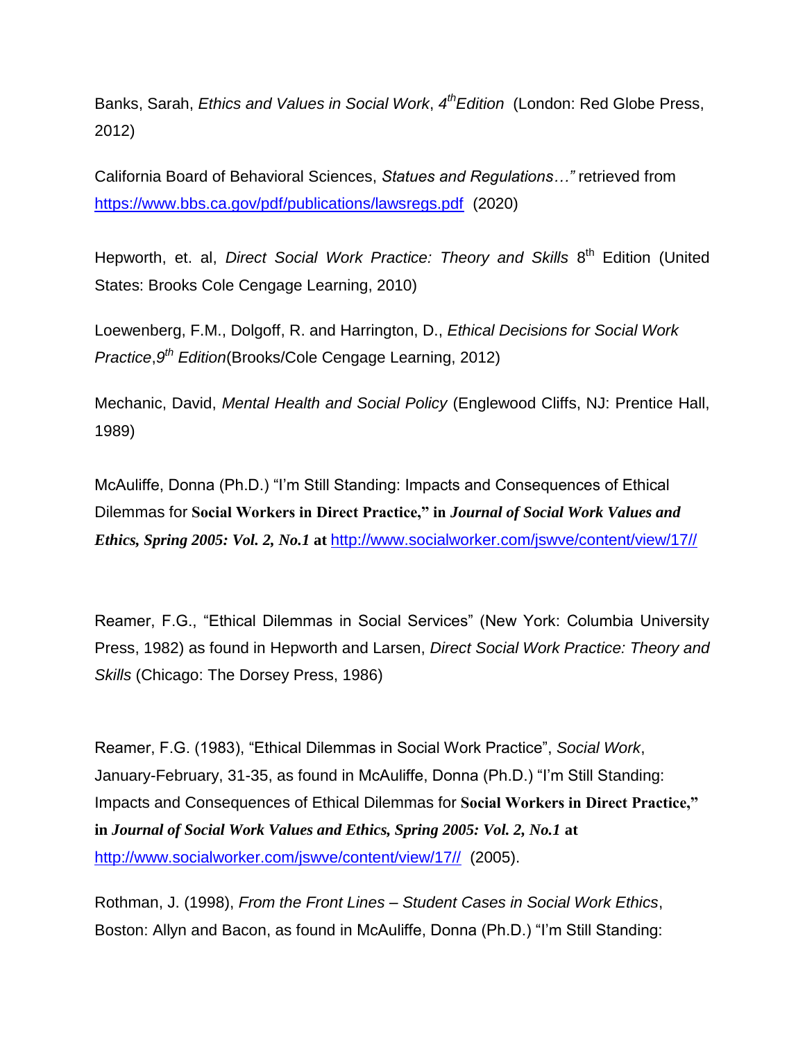Banks, Sarah, *Ethics and Values in Social Work*, *4th Edition* (London: Red Globe Press, 2012)

California Board of Behavioral Sciences, *Statues and Regulations…"* retrieved from https://www.bbs.ca.gov/pdf/publications/lawsregs.pdf (2020)

Hepworth, et. al, *Direct Social Work Practice: Theory and Skills* 8th Edition (United States: Brooks Cole Cengage Learning, 2010)

Loewenberg, F.M., Dolgoff, R. and Harrington, D., *Ethical Decisions for Social Work Practice*,*9th Edition*(Brooks/Cole Cengage Learning, 2012)

Mechanic, David, *Mental Health and Social Policy* (Englewood Cliffs, NJ: Prentice Hall, 1989)

McAuliffe, Donna (Ph.D.) "I'm Still Standing: Impacts and Consequences of Ethical Dilemmas for **Social Workers in Direct Practice," in** ***Journal of Social Work Values and Ethics, Spring 2005: Vol. 2, No.1*** **at** http://www.socialworker.com/jswve/content/view/17//

Reamer, F.G., "Ethical Dilemmas in Social Services" (New York: Columbia University Press, 1982) as found in Hepworth and Larsen, *Direct Social Work Practice: Theory and Skills* (Chicago: The Dorsey Press, 1986)

Reamer, F.G. (1983), "Ethical Dilemmas in Social Work Practice", *Social Work*, January-February, 31-35, as found in McAuliffe, Donna (Ph.D.) "I'm Still Standing: Impacts and Consequences of Ethical Dilemmas for **Social Workers in Direct Practice," in** ***Journal of Social Work Values and Ethics, Spring 2005: Vol. 2, No.1*** **at** http://www.socialworker.com/jswve/content/view/17// (2005).

Rothman, J. (1998), *From the Front Lines – Student Cases in Social Work Ethics*, Boston: Allyn and Bacon, as found in McAuliffe, Donna (Ph.D.) "I'm Still Standing: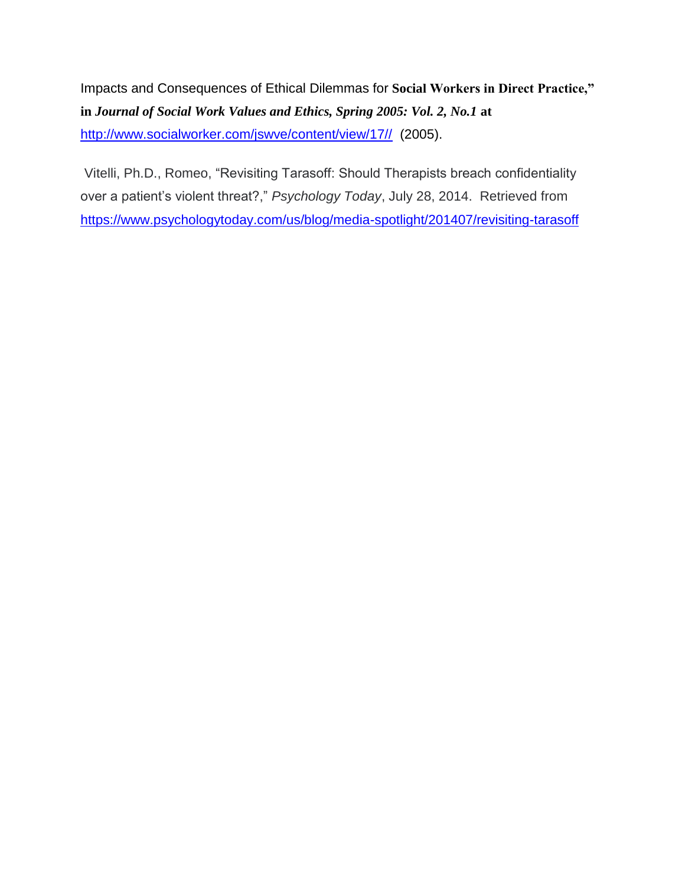Impacts and Consequences of Ethical Dilemmas for **Social Workers in Direct Practice," in *Journal of Social Work Values and Ethics, Spring 2005: Vol. 2, No.1* at** http://www.socialworker.com/jswve/content/view/17// (2005).

Vitelli, Ph.D., Romeo, "Revisiting Tarasoff: Should Therapists breach confidentiality over a patient's violent threat?," *Psychology Today*, July 28, 2014. Retrieved from https://www.psychologytoday.com/us/blog/media-spotlight/201407/revisiting-tarasoff